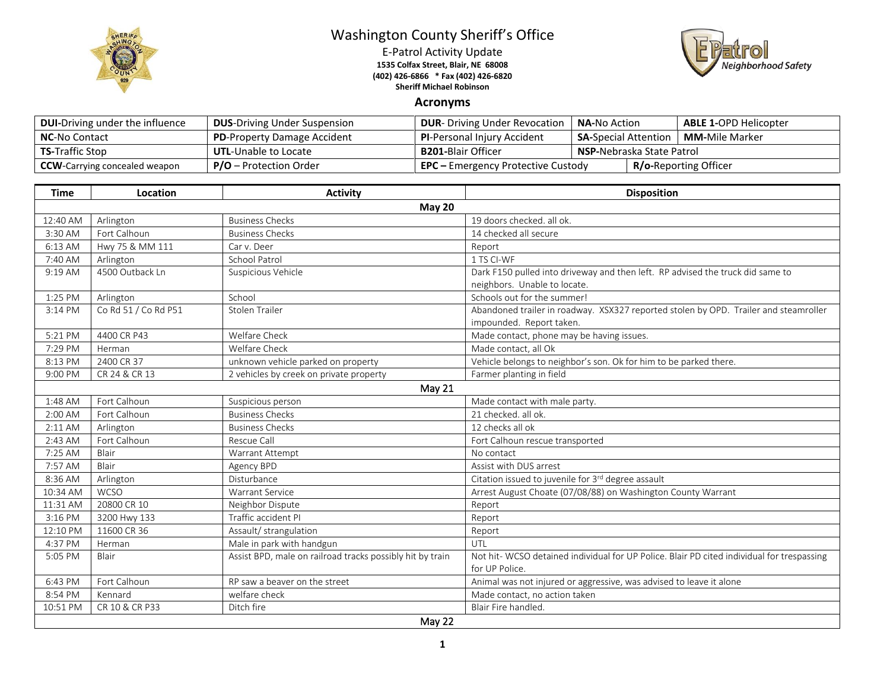# Washington County Sheriff's Office

E-Patrol Activity Update

**1535 Colfax Street, Blair, NE 68008**

**(402) 426-6866 * Fax (402) 426-6820**

**Sheriff Michael Robinson**

## Acronyms

| | | | | |
|---|---|---|---|---|
| **DUI**-Driving under the influence | **DUS**-Driving Under Suspension | **DUR**- Driving Under Revocation | **NA**-No Action | **ABLE 1**-OPD Helicopter |
| **NC**-No Contact | **PD**-Property Damage Accident | **PI**-Personal Injury Accident | **SA**-Special Attention | **MM**-Mile Marker |
| **TS**-Traffic Stop | **UTL**-Unable to Locate | **B201**-Blair Officer | **NSP**-Nebraska State Patrol | |
| **CCW**-Carrying concealed weapon | **P/O** – Protection Order | **EPC** – Emergency Protective Custody | **R/o**-Reporting Officer | |

| Time | Location | Activity | Disposition |
|---|---|---|---|
| **May 20** | | | |
| 12:40 AM | Arlington | Business Checks | 19 doors checked. all ok. |
| 3:30 AM | Fort Calhoun | Business Checks | 14 checked all secure |
| 6:13 AM | Hwy 75 & MM 111 | Car v. Deer | Report |
| 7:40 AM | Arlington | School Patrol | 1 TS CI-WF |
| 9:19 AM | 4500 Outback Ln | Suspicious Vehicle | Dark F150 pulled into driveway and then left. RP advised the truck did same to neighbors. Unable to locate. |
| 1:25 PM | Arlington | School | Schools out for the summer! |
| 3:14 PM | Co Rd 51 / Co Rd P51 | Stolen Trailer | Abandoned trailer in roadway. XSX327 reported stolen by OPD. Trailer and steamroller impounded. Report taken. |
| 5:21 PM | 4400 CR P43 | Welfare Check | Made contact, phone may be having issues. |
| 7:29 PM | Herman | Welfare Check | Made contact, all Ok |
| 8:13 PM | 2400 CR 37 | unknown vehicle parked on property | Vehicle belongs to neighbor's son. Ok for him to be parked there. |
| 9:00 PM | CR 24 & CR 13 | 2 vehicles by creek on private property | Farmer planting in field |
| **May 21** | | | |
| 1:48 AM | Fort Calhoun | Suspicious person | Made contact with male party. |
| 2:00 AM | Fort Calhoun | Business Checks | 21 checked. all ok. |
| 2:11 AM | Arlington | Business Checks | 12 checks all ok |
| 2:43 AM | Fort Calhoun | Rescue Call | Fort Calhoun rescue transported |
| 7:25 AM | Blair | Warrant Attempt | No contact |
| 7:57 AM | Blair | Agency BPD | Assist with DUS arrest |
| 8:36 AM | Arlington | Disturbance | Citation issued to juvenile for 3rd degree assault |
| 10:34 AM | WCSO | Warrant Service | Arrest August Choate (07/08/88) on Washington County Warrant |
| 11:31 AM | 20800 CR 10 | Neighbor Dispute | Report |
| 3:16 PM | 3200 Hwy 133 | Traffic accident PI | Report |
| 12:10 PM | 11600 CR 36 | Assault/ strangulation | Report |
| 4:37 PM | Herman | Male in park with handgun | UTL |
| 5:05 PM | Blair | Assist BPD, male on railroad tracks possibly hit by train | Not hit- WCSO detained individual for UP Police. Blair PD cited individual for trespassing for UP Police. |
| 6:43 PM | Fort Calhoun | RP saw a beaver on the street | Animal was not injured or aggressive, was advised to leave it alone |
| 8:54 PM | Kennard | welfare check | Made contact, no action taken |
| 10:51 PM | CR 10 & CR P33 | Ditch fire | Blair Fire handled. |
| **May 22** | | | |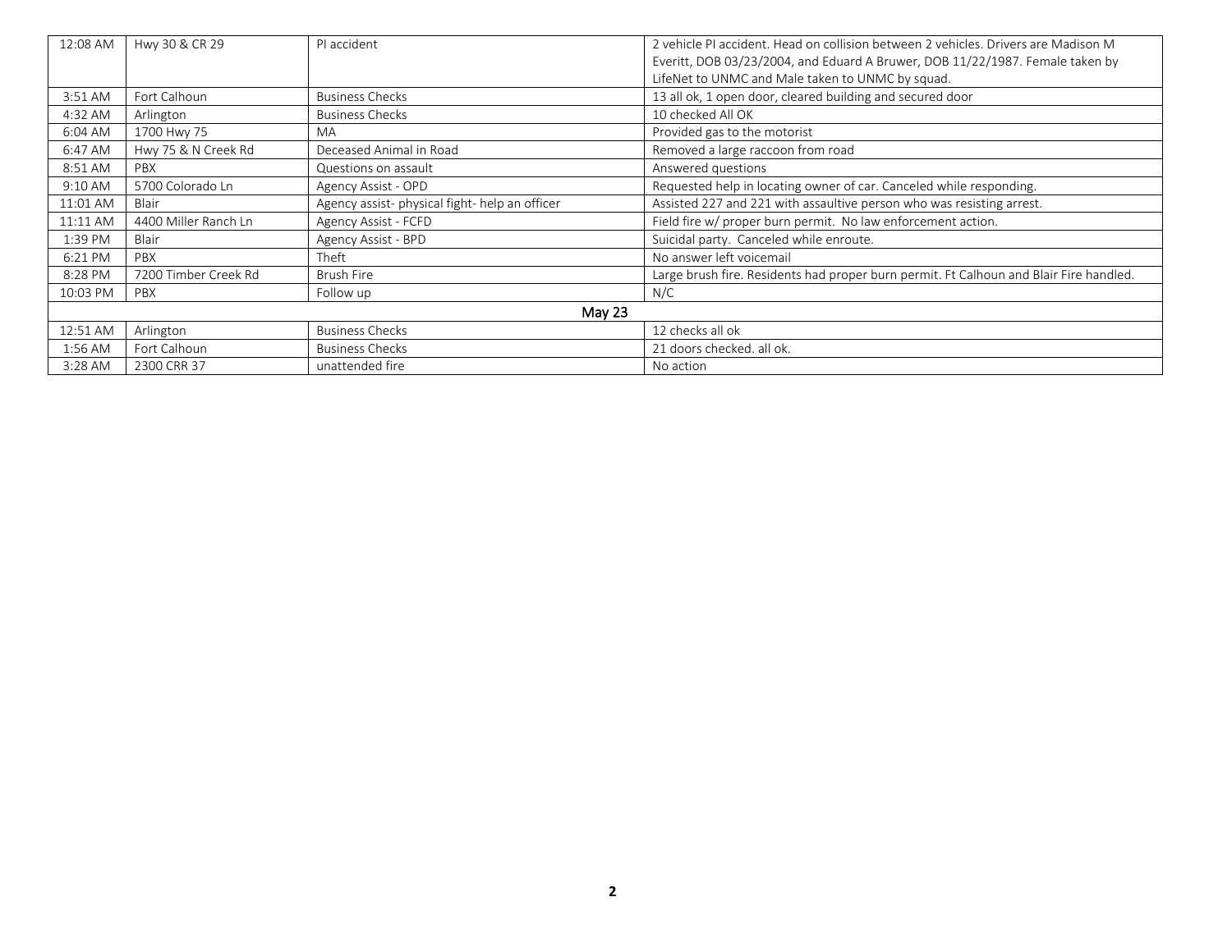| | | | |
|---|---|---|---|
| 12:08 AM | Hwy 30 & CR 29 | PI accident | 2 vehicle PI accident. Head on collision between 2 vehicles. Drivers are Madison M Everitt, DOB 03/23/2004, and Eduard A Bruwer, DOB 11/22/1987. Female taken by LifeNet to UNMC and Male taken to UNMC by squad. |
| 3:51 AM | Fort Calhoun | Business Checks | 13 all ok, 1 open door, cleared building and secured door |
| 4:32 AM | Arlington | Business Checks | 10 checked All OK |
| 6:04 AM | 1700 Hwy 75 | MA | Provided gas to the motorist |
| 6:47 AM | Hwy 75 & N Creek Rd | Deceased Animal in Road | Removed a large raccoon from road |
| 8:51 AM | PBX | Questions on assault | Answered questions |
| 9:10 AM | 5700 Colorado Ln | Agency Assist - OPD | Requested help in locating owner of car. Canceled while responding. |
| 11:01 AM | Blair | Agency assist- physical fight- help an officer | Assisted 227 and 221 with assaultive person who was resisting arrest. |
| 11:11 AM | 4400 Miller Ranch Ln | Agency Assist - FCFD | Field fire w/ proper burn permit. No law enforcement action. |
| 1:39 PM | Blair | Agency Assist - BPD | Suicidal party. Canceled while enroute. |
| 6:21 PM | PBX | Theft | No answer left voicemail |
| 8:28 PM | 7200 Timber Creek Rd | Brush Fire | Large brush fire. Residents had proper burn permit. Ft Calhoun and Blair Fire handled. |
| 10:03 PM | PBX | Follow up | N/C |
| **May 23** | | | |
| 12:51 AM | Arlington | Business Checks | 12 checks all ok |
| 1:56 AM | Fort Calhoun | Business Checks | 21 doors checked. all ok. |
| 3:28 AM | 2300 CRR 37 | unattended fire | No action |